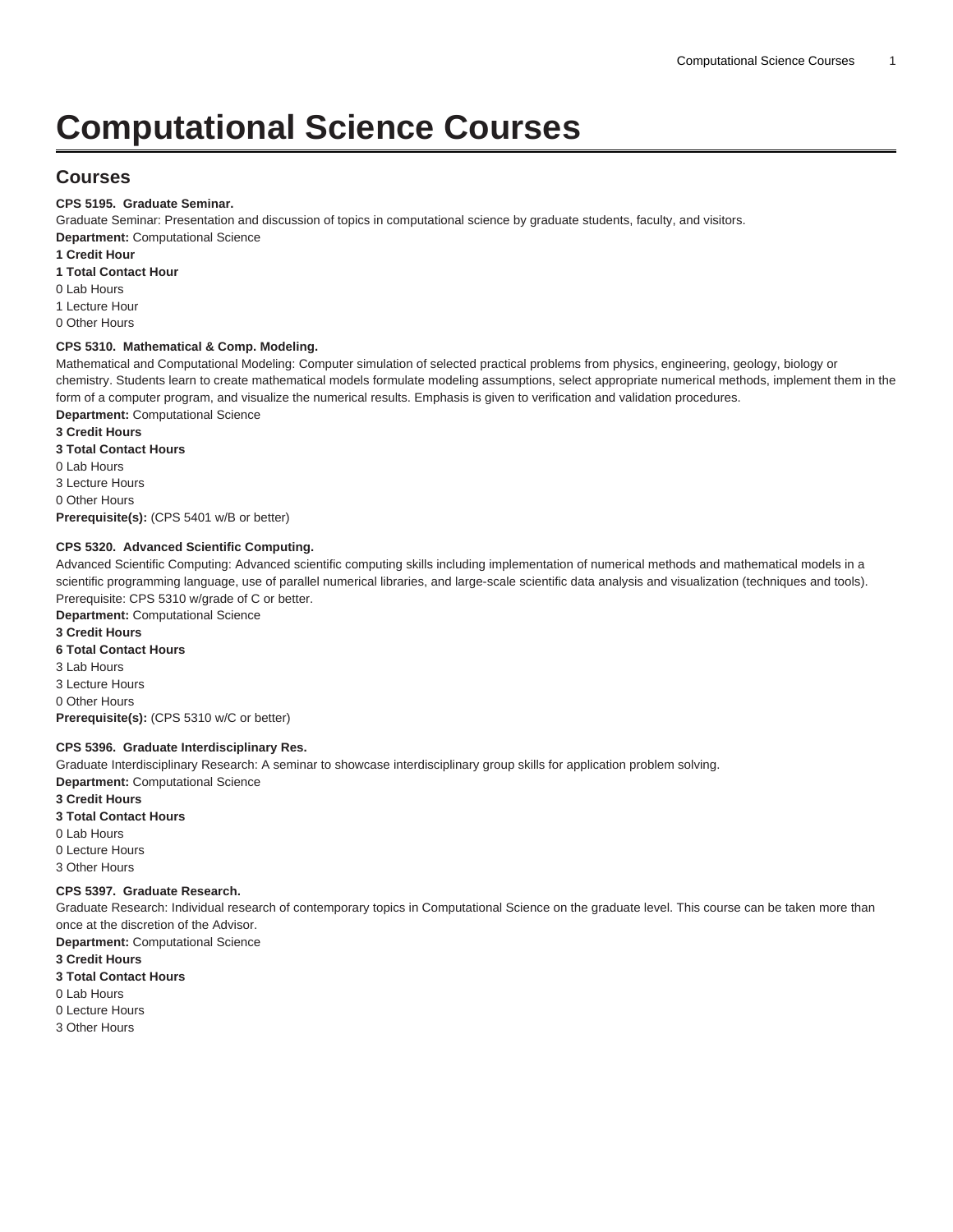# Computational Science Courses

## Courses

**CPS 5195. Graduate Seminar.**
Graduate Seminar: Presentation and discussion of topics in computational science by graduate students, faculty, and visitors.
**Department:** Computational Science
**1 Credit Hour**
**1 Total Contact Hour**
0 Lab Hours
1 Lecture Hour
0 Other Hours

**CPS 5310. Mathematical & Comp. Modeling.**
Mathematical and Computational Modeling: Computer simulation of selected practical problems from physics, engineering, geology, biology or chemistry. Students learn to create mathematical models formulate modeling assumptions, select appropriate numerical methods, implement them in the form of a computer program, and visualize the numerical results. Emphasis is given to verification and validation procedures.
**Department:** Computational Science
**3 Credit Hours**
**3 Total Contact Hours**
0 Lab Hours
3 Lecture Hours
0 Other Hours
**Prerequisite(s):** (CPS 5401 w/B or better)

**CPS 5320. Advanced Scientific Computing.**
Advanced Scientific Computing: Advanced scientific computing skills including implementation of numerical methods and mathematical models in a scientific programming language, use of parallel numerical libraries, and large-scale scientific data analysis and visualization (techniques and tools). Prerequisite: CPS 5310 w/grade of C or better.
**Department:** Computational Science
**3 Credit Hours**
**6 Total Contact Hours**
3 Lab Hours
3 Lecture Hours
0 Other Hours
**Prerequisite(s):** (CPS 5310 w/C or better)

**CPS 5396. Graduate Interdisciplinary Res.**
Graduate Interdisciplinary Research: A seminar to showcase interdisciplinary group skills for application problem solving.
**Department:** Computational Science
**3 Credit Hours**
**3 Total Contact Hours**
0 Lab Hours
0 Lecture Hours
3 Other Hours

**CPS 5397. Graduate Research.**
Graduate Research: Individual research of contemporary topics in Computational Science on the graduate level. This course can be taken more than once at the discretion of the Advisor.
**Department:** Computational Science
**3 Credit Hours**
**3 Total Contact Hours**
0 Lab Hours
0 Lecture Hours
3 Other Hours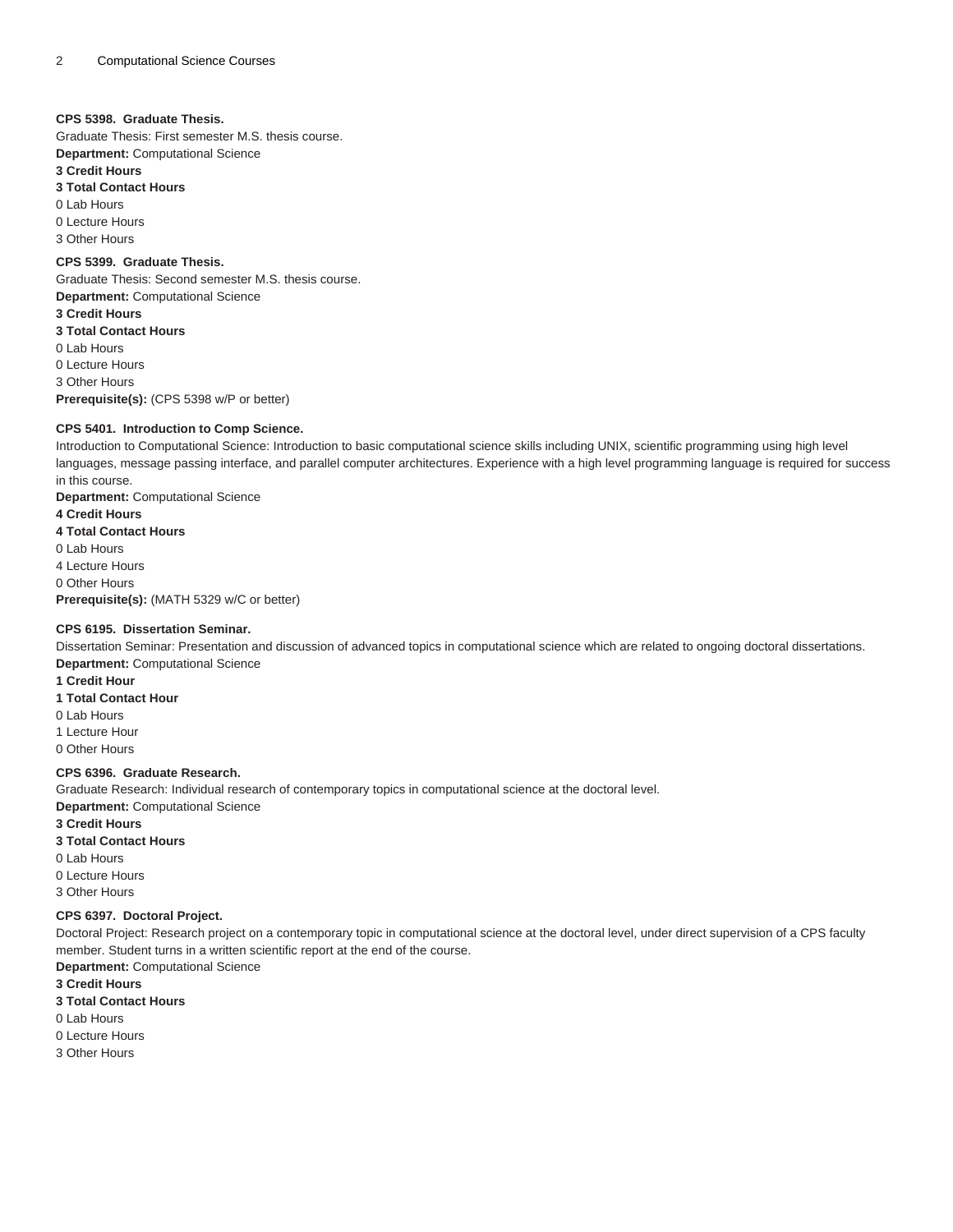**CPS 5398. Graduate Thesis.**
Graduate Thesis: First semester M.S. thesis course.
**Department:** Computational Science
**3 Credit Hours**
**3 Total Contact Hours**
0 Lab Hours
0 Lecture Hours
3 Other Hours

**CPS 5399. Graduate Thesis.**
Graduate Thesis: Second semester M.S. thesis course.
**Department:** Computational Science
**3 Credit Hours**
**3 Total Contact Hours**
0 Lab Hours
0 Lecture Hours
3 Other Hours
**Prerequisite(s):** (CPS 5398 w/P or better)

**CPS 5401. Introduction to Comp Science.**
Introduction to Computational Science: Introduction to basic computational science skills including UNIX, scientific programming using high level languages, message passing interface, and parallel computer architectures. Experience with a high level programming language is required for success in this course.
**Department:** Computational Science
**4 Credit Hours**
**4 Total Contact Hours**
0 Lab Hours
4 Lecture Hours
0 Other Hours
**Prerequisite(s):** (MATH 5329 w/C or better)

**CPS 6195. Dissertation Seminar.**
Dissertation Seminar: Presentation and discussion of advanced topics in computational science which are related to ongoing doctoral dissertations.
**Department:** Computational Science
**1 Credit Hour**
**1 Total Contact Hour**
0 Lab Hours
1 Lecture Hour
0 Other Hours

**CPS 6396. Graduate Research.**
Graduate Research: Individual research of contemporary topics in computational science at the doctoral level.
**Department:** Computational Science
**3 Credit Hours**
**3 Total Contact Hours**
0 Lab Hours
0 Lecture Hours
3 Other Hours

**CPS 6397. Doctoral Project.**
Doctoral Project: Research project on a contemporary topic in computational science at the doctoral level, under direct supervision of a CPS faculty member. Student turns in a written scientific report at the end of the course.
**Department:** Computational Science
**3 Credit Hours**
**3 Total Contact Hours**
0 Lab Hours
0 Lecture Hours
3 Other Hours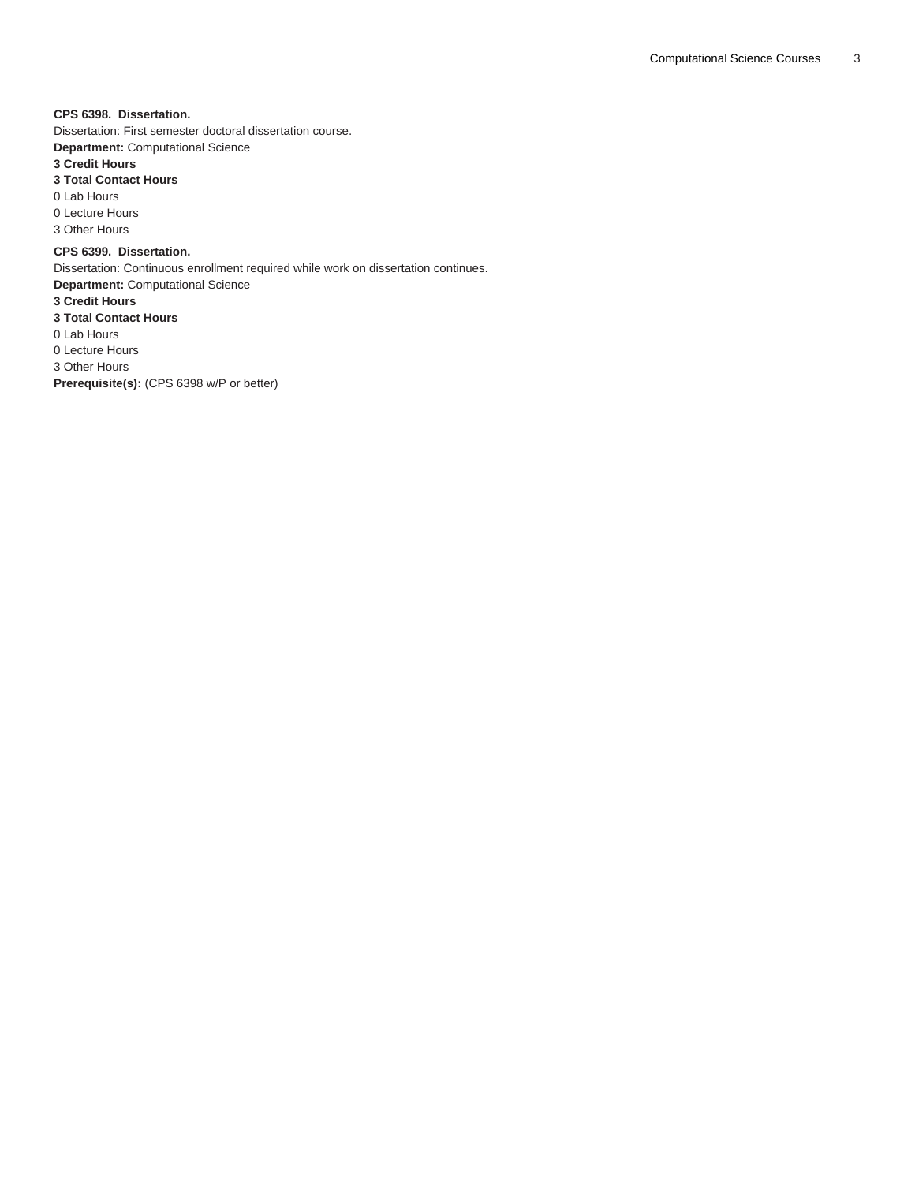**CPS 6398. Dissertation.**
Dissertation: First semester doctoral dissertation course.
**Department:** Computational Science
**3 Credit Hours**
**3 Total Contact Hours**
0 Lab Hours
0 Lecture Hours
3 Other Hours

**CPS 6399. Dissertation.**
Dissertation: Continuous enrollment required while work on dissertation continues.
**Department:** Computational Science
**3 Credit Hours**
**3 Total Contact Hours**
0 Lab Hours
0 Lecture Hours
3 Other Hours
**Prerequisite(s):** (CPS 6398 w/P or better)